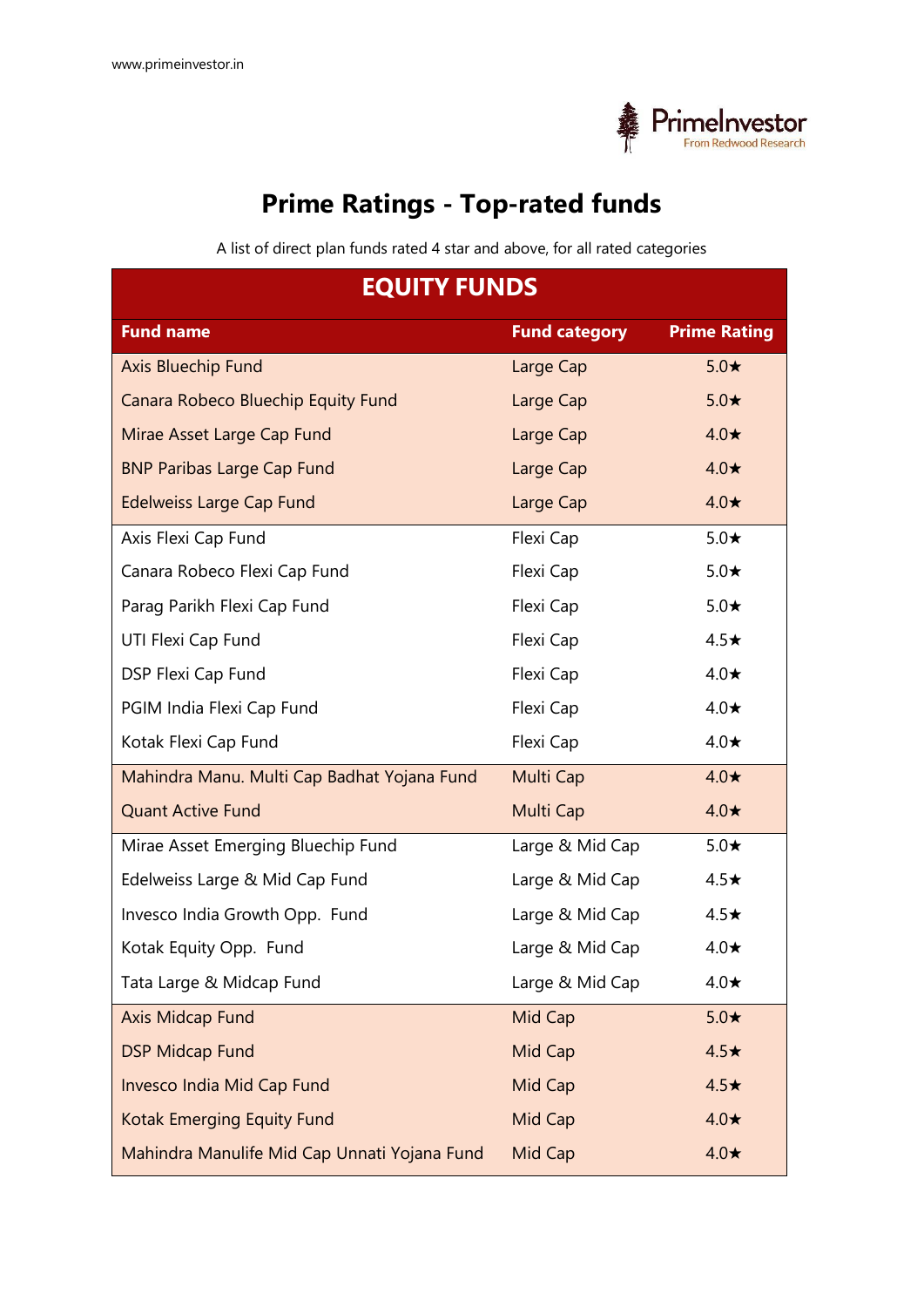# Prime Ratings - Top-rated funds

A list of direct plan funds rated 4 star and above, for all rated categories

## EQUITY FUNDS

| Fund name | Fund category | Prime Rating |
|---|---|---|
| Axis Bluechip Fund | Large Cap | 5.0★ |
| Canara Robeco Bluechip Equity Fund | Large Cap | 5.0★ |
| Mirae Asset Large Cap Fund | Large Cap | 4.0★ |
| BNP Paribas Large Cap Fund | Large Cap | 4.0★ |
| Edelweiss Large Cap Fund | Large Cap | 4.0★ |
| Axis Flexi Cap Fund | Flexi Cap | 5.0★ |
| Canara Robeco Flexi Cap Fund | Flexi Cap | 5.0★ |
| Parag Parikh Flexi Cap Fund | Flexi Cap | 5.0★ |
| UTI Flexi Cap Fund | Flexi Cap | 4.5★ |
| DSP Flexi Cap Fund | Flexi Cap | 4.0★ |
| PGIM India Flexi Cap Fund | Flexi Cap | 4.0★ |
| Kotak Flexi Cap Fund | Flexi Cap | 4.0★ |
| Mahindra Manu. Multi Cap Badhat Yojana Fund | Multi Cap | 4.0★ |
| Quant Active Fund | Multi Cap | 4.0★ |
| Mirae Asset Emerging Bluechip Fund | Large & Mid Cap | 5.0★ |
| Edelweiss Large & Mid Cap Fund | Large & Mid Cap | 4.5★ |
| Invesco India Growth Opp. Fund | Large & Mid Cap | 4.5★ |
| Kotak Equity Opp. Fund | Large & Mid Cap | 4.0★ |
| Tata Large & Midcap Fund | Large & Mid Cap | 4.0★ |
| Axis Midcap Fund | Mid Cap | 5.0★ |
| DSP Midcap Fund | Mid Cap | 4.5★ |
| Invesco India Mid Cap Fund | Mid Cap | 4.5★ |
| Kotak Emerging Equity Fund | Mid Cap | 4.0★ |
| Mahindra Manulife Mid Cap Unnati Yojana Fund | Mid Cap | 4.0★ |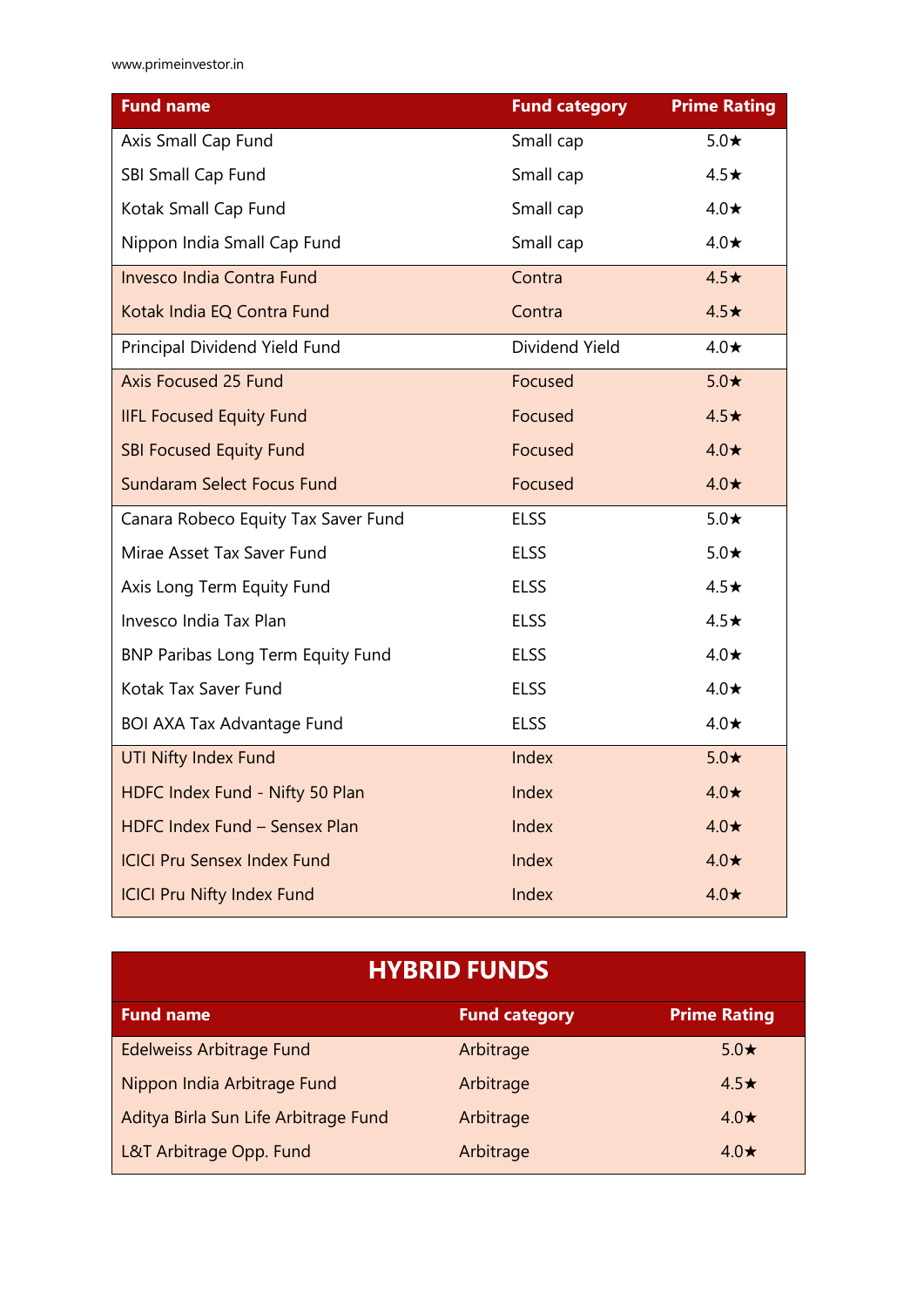| Fund name | Fund category | Prime Rating |
|---|---|---|
| Axis Small Cap Fund | Small cap | 5.0★ |
| SBI Small Cap Fund | Small cap | 4.5★ |
| Kotak Small Cap Fund | Small cap | 4.0★ |
| Nippon India Small Cap Fund | Small cap | 4.0★ |
| Invesco India Contra Fund | Contra | 4.5★ |
| Kotak India EQ Contra Fund | Contra | 4.5★ |
| Principal Dividend Yield Fund | Dividend Yield | 4.0★ |
| Axis Focused 25 Fund | Focused | 5.0★ |
| IIFL Focused Equity Fund | Focused | 4.5★ |
| SBI Focused Equity Fund | Focused | 4.0★ |
| Sundaram Select Focus Fund | Focused | 4.0★ |
| Canara Robeco Equity Tax Saver Fund | ELSS | 5.0★ |
| Mirae Asset Tax Saver Fund | ELSS | 5.0★ |
| Axis Long Term Equity Fund | ELSS | 4.5★ |
| Invesco India Tax Plan | ELSS | 4.5★ |
| BNP Paribas Long Term Equity Fund | ELSS | 4.0★ |
| Kotak Tax Saver Fund | ELSS | 4.0★ |
| BOI AXA Tax Advantage Fund | ELSS | 4.0★ |
| UTI Nifty Index Fund | Index | 5.0★ |
| HDFC Index Fund - Nifty 50 Plan | Index | 4.0★ |
| HDFC Index Fund – Sensex Plan | Index | 4.0★ |
| ICICI Pru Sensex Index Fund | Index | 4.0★ |
| ICICI Pru Nifty Index Fund | Index | 4.0★ |

## HYBRID FUNDS

| Fund name | Fund category | Prime Rating |
|---|---|---|
| Edelweiss Arbitrage Fund | Arbitrage | 5.0★ |
| Nippon India Arbitrage Fund | Arbitrage | 4.5★ |
| Aditya Birla Sun Life Arbitrage Fund | Arbitrage | 4.0★ |
| L&T Arbitrage Opp. Fund | Arbitrage | 4.0★ |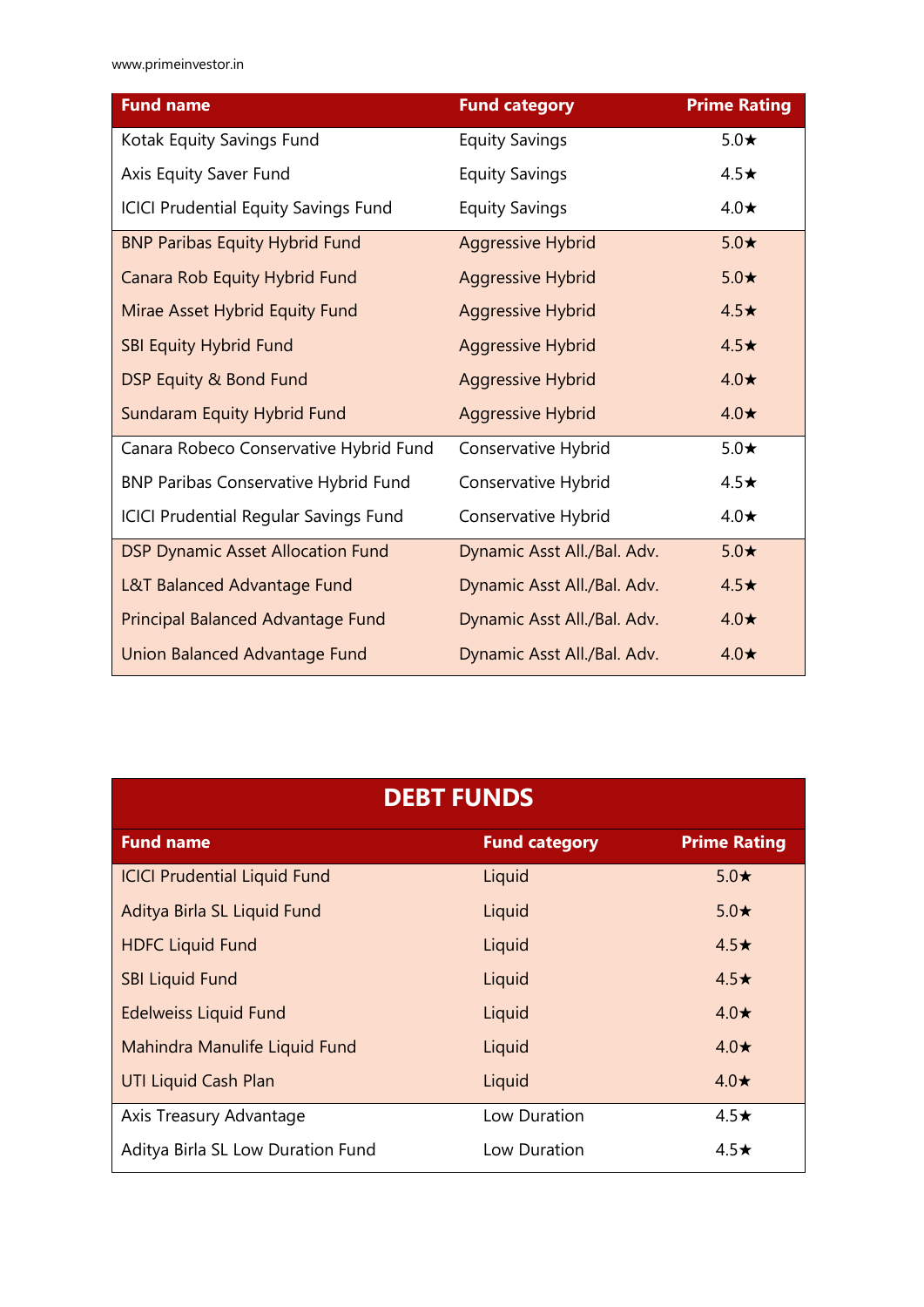| Fund name | Fund category | Prime Rating |
|---|---|---|
| Kotak Equity Savings Fund | Equity Savings | 5.0★ |
| Axis Equity Saver Fund | Equity Savings | 4.5★ |
| ICICI Prudential Equity Savings Fund | Equity Savings | 4.0★ |
| BNP Paribas Equity Hybrid Fund | Aggressive Hybrid | 5.0★ |
| Canara Rob Equity Hybrid Fund | Aggressive Hybrid | 5.0★ |
| Mirae Asset Hybrid Equity Fund | Aggressive Hybrid | 4.5★ |
| SBI Equity Hybrid Fund | Aggressive Hybrid | 4.5★ |
| DSP Equity & Bond Fund | Aggressive Hybrid | 4.0★ |
| Sundaram Equity Hybrid Fund | Aggressive Hybrid | 4.0★ |
| Canara Robeco Conservative Hybrid Fund | Conservative Hybrid | 5.0★ |
| BNP Paribas Conservative Hybrid Fund | Conservative Hybrid | 4.5★ |
| ICICI Prudential Regular Savings Fund | Conservative Hybrid | 4.0★ |
| DSP Dynamic Asset Allocation Fund | Dynamic Asst All./Bal. Adv. | 5.0★ |
| L&T Balanced Advantage Fund | Dynamic Asst All./Bal. Adv. | 4.5★ |
| Principal Balanced Advantage Fund | Dynamic Asst All./Bal. Adv. | 4.0★ |
| Union Balanced Advantage Fund | Dynamic Asst All./Bal. Adv. | 4.0★ |

## DEBT FUNDS

| Fund name | Fund category | Prime Rating |
|---|---|---|
| ICICI Prudential Liquid Fund | Liquid | 5.0★ |
| Aditya Birla SL Liquid Fund | Liquid | 5.0★ |
| HDFC Liquid Fund | Liquid | 4.5★ |
| SBI Liquid Fund | Liquid | 4.5★ |
| Edelweiss Liquid Fund | Liquid | 4.0★ |
| Mahindra Manulife Liquid Fund | Liquid | 4.0★ |
| UTI Liquid Cash Plan | Liquid | 4.0★ |
| Axis Treasury Advantage | Low Duration | 4.5★ |
| Aditya Birla SL Low Duration Fund | Low Duration | 4.5★ |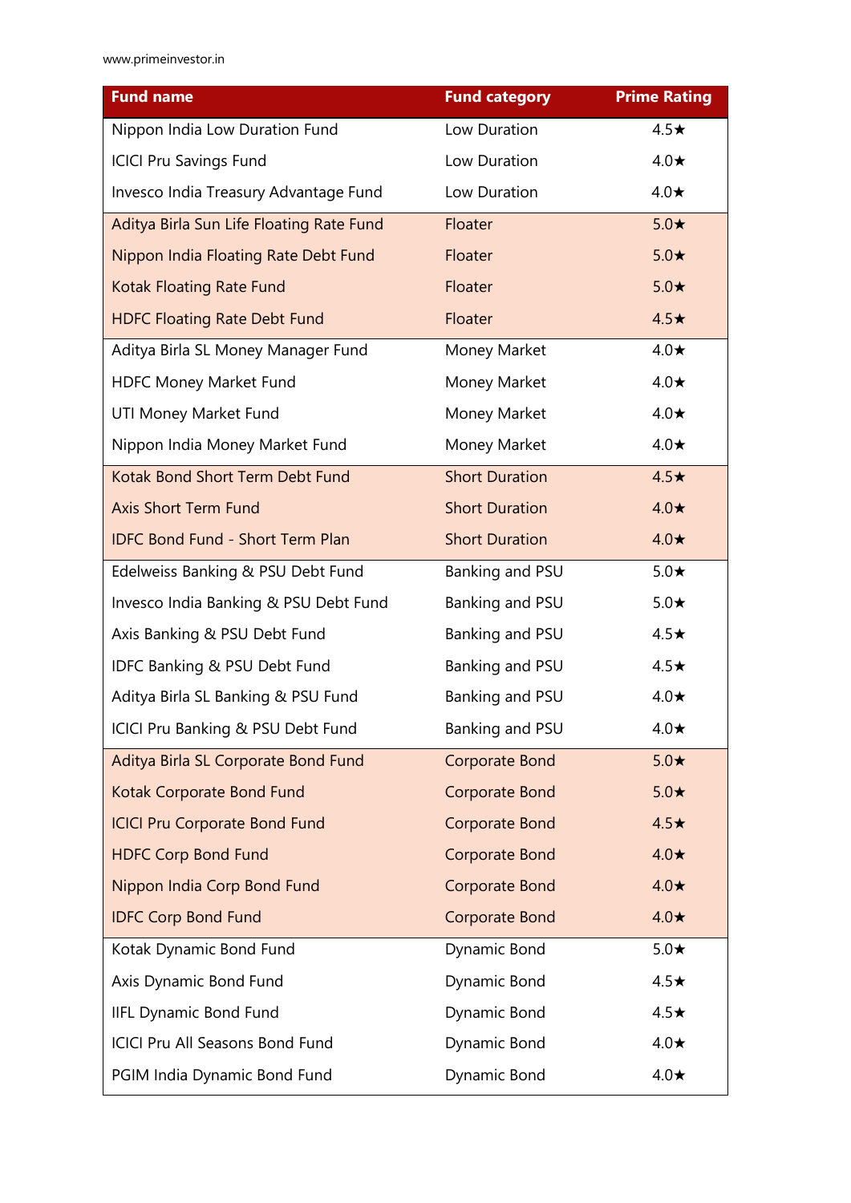| Fund name | Fund category | Prime Rating |
|---|---|---|
| Nippon India Low Duration Fund | Low Duration | 4.5★ |
| ICICI Pru Savings Fund | Low Duration | 4.0★ |
| Invesco India Treasury Advantage Fund | Low Duration | 4.0★ |
| Aditya Birla Sun Life Floating Rate Fund | Floater | 5.0★ |
| Nippon India Floating Rate Debt Fund | Floater | 5.0★ |
| Kotak Floating Rate Fund | Floater | 5.0★ |
| HDFC Floating Rate Debt Fund | Floater | 4.5★ |
| Aditya Birla SL Money Manager Fund | Money Market | 4.0★ |
| HDFC Money Market Fund | Money Market | 4.0★ |
| UTI Money Market Fund | Money Market | 4.0★ |
| Nippon India Money Market Fund | Money Market | 4.0★ |
| Kotak Bond Short Term Debt Fund | Short Duration | 4.5★ |
| Axis Short Term Fund | Short Duration | 4.0★ |
| IDFC Bond Fund - Short Term Plan | Short Duration | 4.0★ |
| Edelweiss Banking & PSU Debt Fund | Banking and PSU | 5.0★ |
| Invesco India Banking & PSU Debt Fund | Banking and PSU | 5.0★ |
| Axis Banking & PSU Debt Fund | Banking and PSU | 4.5★ |
| IDFC Banking & PSU Debt Fund | Banking and PSU | 4.5★ |
| Aditya Birla SL Banking & PSU Fund | Banking and PSU | 4.0★ |
| ICICI Pru Banking & PSU Debt Fund | Banking and PSU | 4.0★ |
| Aditya Birla SL Corporate Bond Fund | Corporate Bond | 5.0★ |
| Kotak Corporate Bond Fund | Corporate Bond | 5.0★ |
| ICICI Pru Corporate Bond Fund | Corporate Bond | 4.5★ |
| HDFC Corp Bond Fund | Corporate Bond | 4.0★ |
| Nippon India Corp Bond Fund | Corporate Bond | 4.0★ |
| IDFC Corp Bond Fund | Corporate Bond | 4.0★ |
| Kotak Dynamic Bond Fund | Dynamic Bond | 5.0★ |
| Axis Dynamic Bond Fund | Dynamic Bond | 4.5★ |
| IIFL Dynamic Bond Fund | Dynamic Bond | 4.5★ |
| ICICI Pru All Seasons Bond Fund | Dynamic Bond | 4.0★ |
| PGIM India Dynamic Bond Fund | Dynamic Bond | 4.0★ |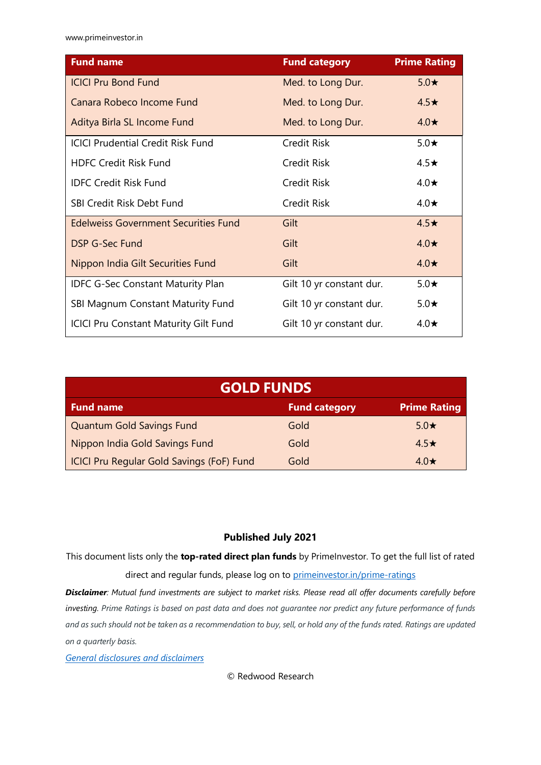| Fund name | Fund category | Prime Rating |
|---|---|---|
| ICICI Pru Bond Fund | Med. to Long Dur. | 5.0★ |
| Canara Robeco Income Fund | Med. to Long Dur. | 4.5★ |
| Aditya Birla SL Income Fund | Med. to Long Dur. | 4.0★ |
| ICICI Prudential Credit Risk Fund | Credit Risk | 5.0★ |
| HDFC Credit Risk Fund | Credit Risk | 4.5★ |
| IDFC Credit Risk Fund | Credit Risk | 4.0★ |
| SBI Credit Risk Debt Fund | Credit Risk | 4.0★ |
| Edelweiss Government Securities Fund | Gilt | 4.5★ |
| DSP G-Sec Fund | Gilt | 4.0★ |
| Nippon India Gilt Securities Fund | Gilt | 4.0★ |
| IDFC G-Sec Constant Maturity Plan | Gilt 10 yr constant dur. | 5.0★ |
| SBI Magnum Constant Maturity Fund | Gilt 10 yr constant dur. | 5.0★ |
| ICICI Pru Constant Maturity Gilt Fund | Gilt 10 yr constant dur. | 4.0★ |

## GOLD FUNDS

| Fund name | Fund category | Prime Rating |
|---|---|---|
| Quantum Gold Savings Fund | Gold | 5.0★ |
| Nippon India Gold Savings Fund | Gold | 4.5★ |
| ICICI Pru Regular Gold Savings (FoF) Fund | Gold | 4.0★ |

**Published July 2021**

This document lists only the **top-rated direct plan funds** by PrimeInvestor. To get the full list of rated direct and regular funds, please log on to primeinvestor.in/prime-ratings

***Disclaimer***: *Mutual fund investments are subject to market risks. Please read all offer documents carefully before investing. Prime Ratings is based on past data and does not guarantee nor predict any future performance of funds and as such should not be taken as a recommendation to buy, sell, or hold any of the funds rated. Ratings are updated on a quarterly basis.*

*General disclosures and disclaimers*

© Redwood Research